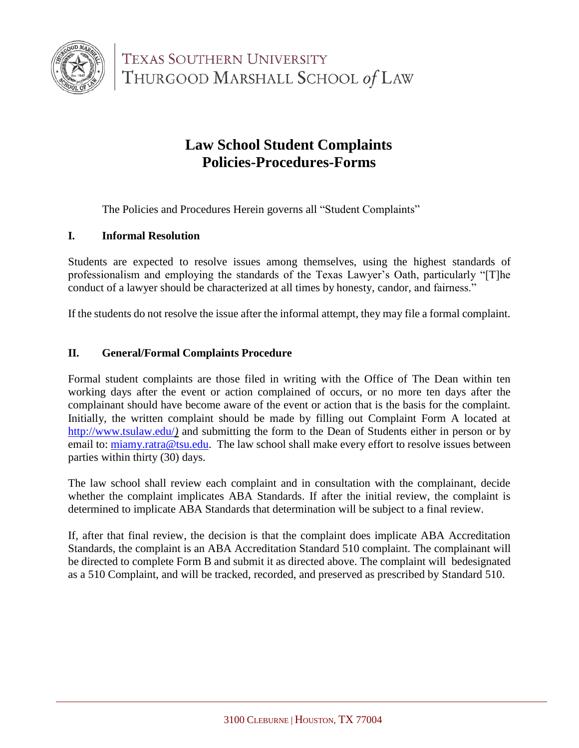TEXAS SOUTHERN UNIVERSITY
THURGOOD MARSHALL SCHOOL *of* LAW

# Law School Student Complaints
# Policies-Procedures-Forms

The Policies and Procedures Herein governs all "Student Complaints"

## I. Informal Resolution

Students are expected to resolve issues among themselves, using the highest standards of professionalism and employing the standards of the Texas Lawyer's Oath, particularly "[T]he conduct of a lawyer should be characterized at all times by honesty, candor, and fairness."

If the students do not resolve the issue after the informal attempt, they may file a formal complaint.

## II. General/Formal Complaints Procedure

Formal student complaints are those filed in writing with the Office of The Dean within ten working days after the event or action complained of occurs, or no more ten days after the complainant should have become aware of the event or action that is the basis for the complaint. Initially, the written complaint should be made by filling out Complaint Form A located at http://www.tsulaw.edu/) and submitting the form to the Dean of Students either in person or by email to: miamy.ratra@tsu.edu. The law school shall make every effort to resolve issues between parties within thirty (30) days.

The law school shall review each complaint and in consultation with the complainant, decide whether the complaint implicates ABA Standards. If after the initial review, the complaint is determined to implicate ABA Standards that determination will be subject to a final review.

If, after that final review, the decision is that the complaint does implicate ABA Accreditation Standards, the complaint is an ABA Accreditation Standard 510 complaint. The complainant will be directed to complete Form B and submit it as directed above. The complaint will bedesignated as a 510 Complaint, and will be tracked, recorded, and preserved as prescribed by Standard 510.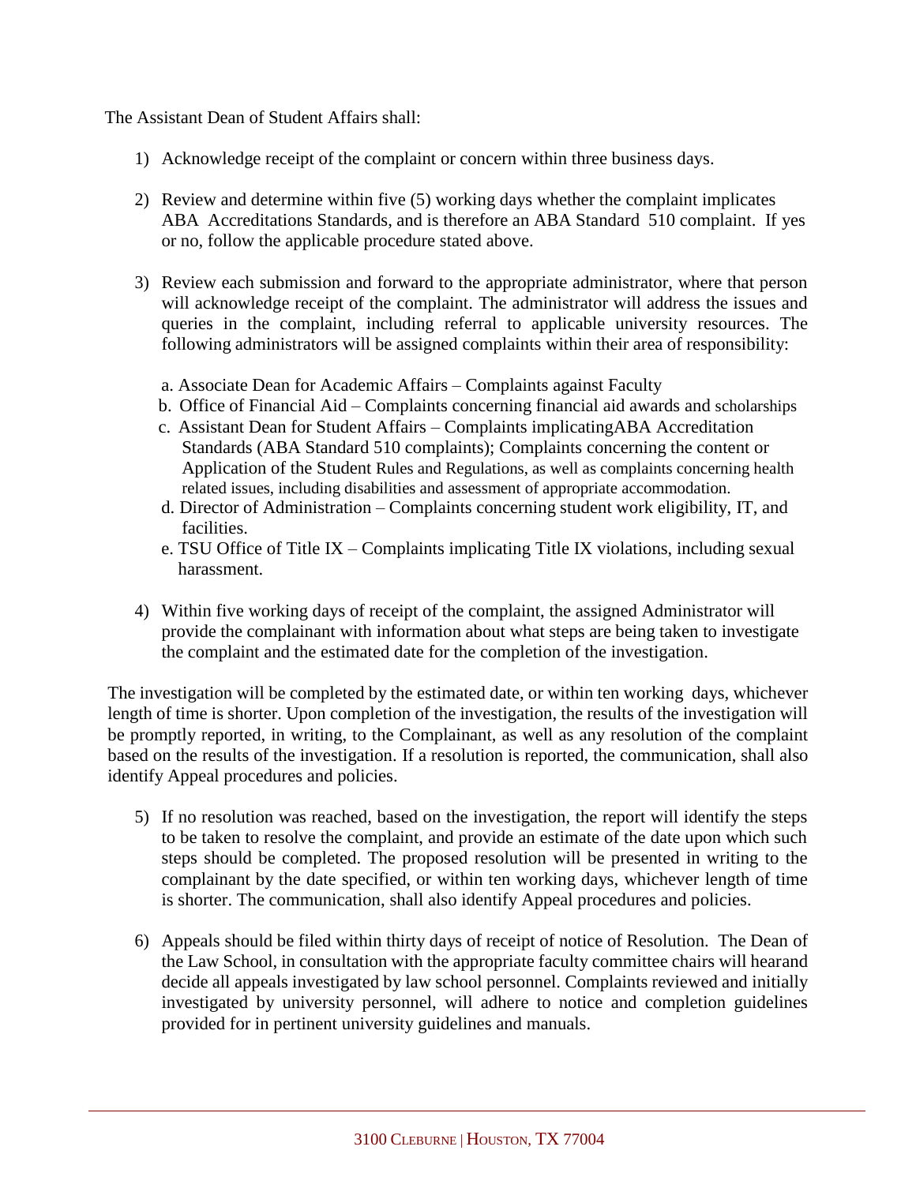The Assistant Dean of Student Affairs shall:

1) Acknowledge receipt of the complaint or concern within three business days.

2) Review and determine within five (5) working days whether the complaint implicates ABA Accreditations Standards, and is therefore an ABA Standard 510 complaint. If yes or no, follow the applicable procedure stated above.

3) Review each submission and forward to the appropriate administrator, where that person will acknowledge receipt of the complaint. The administrator will address the issues and queries in the complaint, including referral to applicable university resources. The following administrators will be assigned complaints within their area of responsibility:

   a. Associate Dean for Academic Affairs – Complaints against Faculty
   b. Office of Financial Aid – Complaints concerning financial aid awards and scholarships
   c. Assistant Dean for Student Affairs – Complaints implicatingABA Accreditation Standards (ABA Standard 510 complaints); Complaints concerning the content or Application of the Student Rules and Regulations, as well as complaints concerning health related issues, including disabilities and assessment of appropriate accommodation.
   d. Director of Administration – Complaints concerning student work eligibility, IT, and facilities.
   e. TSU Office of Title IX – Complaints implicating Title IX violations, including sexual harassment.

4) Within five working days of receipt of the complaint, the assigned Administrator will provide the complainant with information about what steps are being taken to investigate the complaint and the estimated date for the completion of the investigation.

The investigation will be completed by the estimated date, or within ten working days, whichever length of time is shorter. Upon completion of the investigation, the results of the investigation will be promptly reported, in writing, to the Complainant, as well as any resolution of the complaint based on the results of the investigation. If a resolution is reported, the communication, shall also identify Appeal procedures and policies.

5) If no resolution was reached, based on the investigation, the report will identify the steps to be taken to resolve the complaint, and provide an estimate of the date upon which such steps should be completed. The proposed resolution will be presented in writing to the complainant by the date specified, or within ten working days, whichever length of time is shorter. The communication, shall also identify Appeal procedures and policies.

6) Appeals should be filed within thirty days of receipt of notice of Resolution. The Dean of the Law School, in consultation with the appropriate faculty committee chairs will hearand decide all appeals investigated by law school personnel. Complaints reviewed and initially investigated by university personnel, will adhere to notice and completion guidelines provided for in pertinent university guidelines and manuals.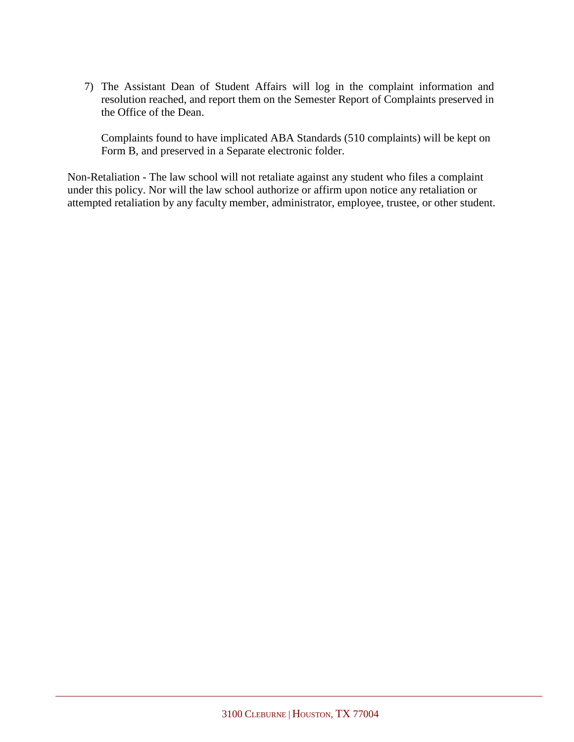7) The Assistant Dean of Student Affairs will log in the complaint information and resolution reached, and report them on the Semester Report of Complaints preserved in the Office of the Dean.

   Complaints found to have implicated ABA Standards (510 complaints) will be kept on Form B, and preserved in a Separate electronic folder.

Non-Retaliation - The law school will not retaliate against any student who files a complaint under this policy. Nor will the law school authorize or affirm upon notice any retaliation or attempted retaliation by any faculty member, administrator, employee, trustee, or other student.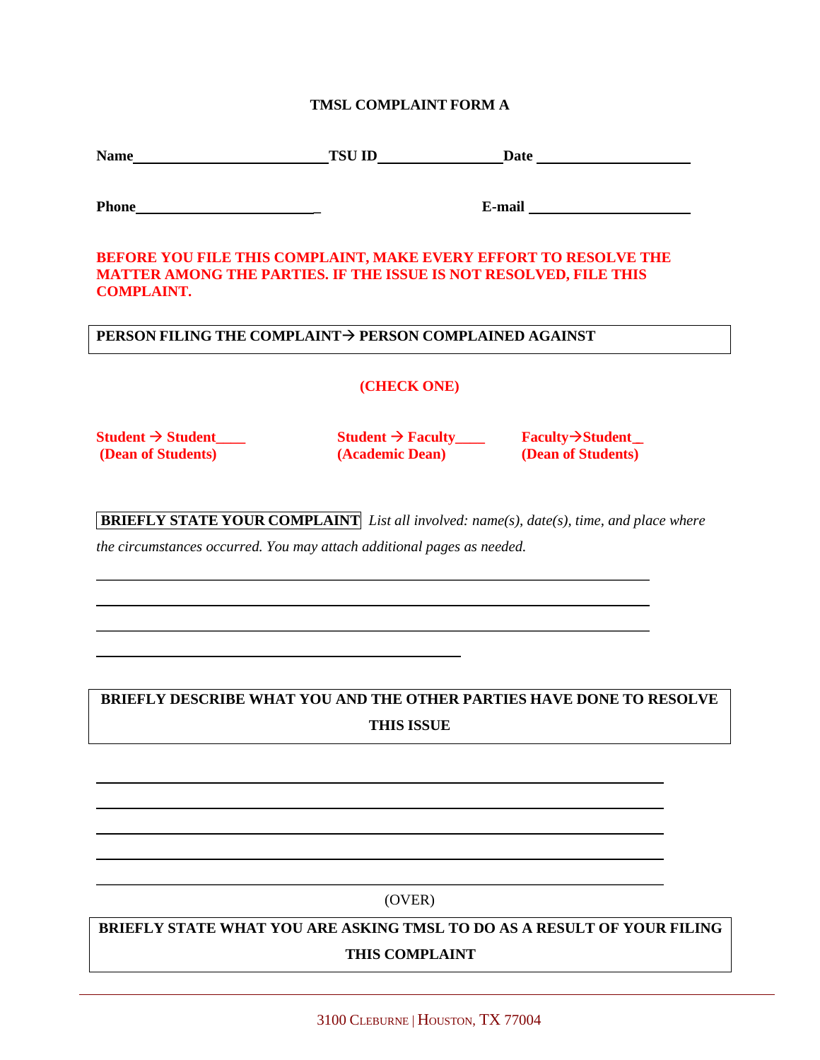# TMSL COMPLAINT FORM A

**Name**__________________________ **TSU ID**________________ **Date** ____________________

**Phone**________________________ **E-mail** _____________________

**BEFORE YOU FILE THIS COMPLAINT, MAKE EVERY EFFORT TO RESOLVE THE MATTER AMONG THE PARTIES. IF THE ISSUE IS NOT RESOLVED, FILE THIS COMPLAINT.**

**PERSON FILING THE COMPLAINT→ PERSON COMPLAINED AGAINST**

**(CHECK ONE)**

| **Student → Student____** | **Student → Faculty____** | **Faculty→Student_** |
|---|---|---|
| **(Dean of Students)** | **(Academic Dean)** | **(Dean of Students)** |

**BRIEFLY STATE YOUR COMPLAINT** *List all involved: name(s), date(s), time, and place where the circumstances occurred. You may attach additional pages as needed.*

___________________________________________________________________________

___________________________________________________________________________

___________________________________________________________________________

__________________________________________________

**BRIEFLY DESCRIBE WHAT YOU AND THE OTHER PARTIES HAVE DONE TO RESOLVE THIS ISSUE**

___________________________________________________________________________

___________________________________________________________________________

___________________________________________________________________________

___________________________________________________________________________

___________________________________________________________________________

(OVER)

**BRIEFLY STATE WHAT YOU ARE ASKING TMSL TO DO AS A RESULT OF YOUR FILING THIS COMPLAINT**

3100 Cleburne | Houston, TX 77004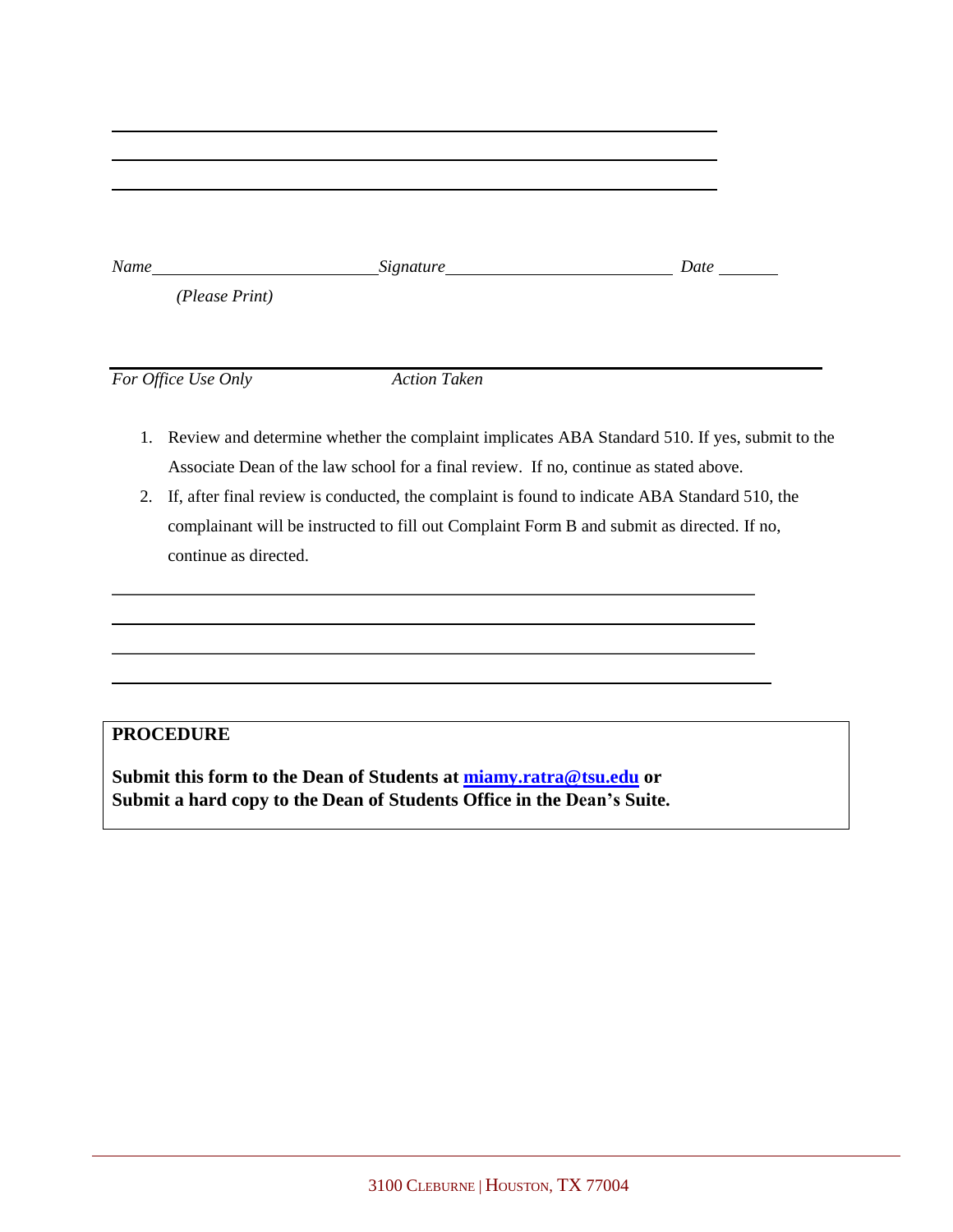_______________________________________________________________

_______________________________________________________________

_______________________________________________________________

*Name*\_\_\_\_\_\_\_\_\_\_\_\_\_\_\_\_\_\_\_\_\_\_\_\_\_\_ *Signature*\_\_\_\_\_\_\_\_\_\_\_\_\_\_\_\_\_\_\_\_\_\_\_\_\_\_ *Date* \_\_\_\_\_\_\_

*(Please Print)*

---

*For Office Use Only* *Action Taken*

1. Review and determine whether the complaint implicates ABA Standard 510. If yes, submit to the Associate Dean of the law school for a final review. If no, continue as stated above.
2. If, after final review is conducted, the complaint is found to indicate ABA Standard 510, the complainant will be instructed to fill out Complaint Form B and submit as directed. If no, continue as directed.

_______________________________________________________________

_______________________________________________________________

_______________________________________________________________

_______________________________________________________________

**PROCEDURE**

**Submit this form to the Dean of Students at [miamy.ratra@tsu.edu](mailto:miamy.ratra@tsu.edu) or**
**Submit a hard copy to the Dean of Students Office in the Dean's Suite.**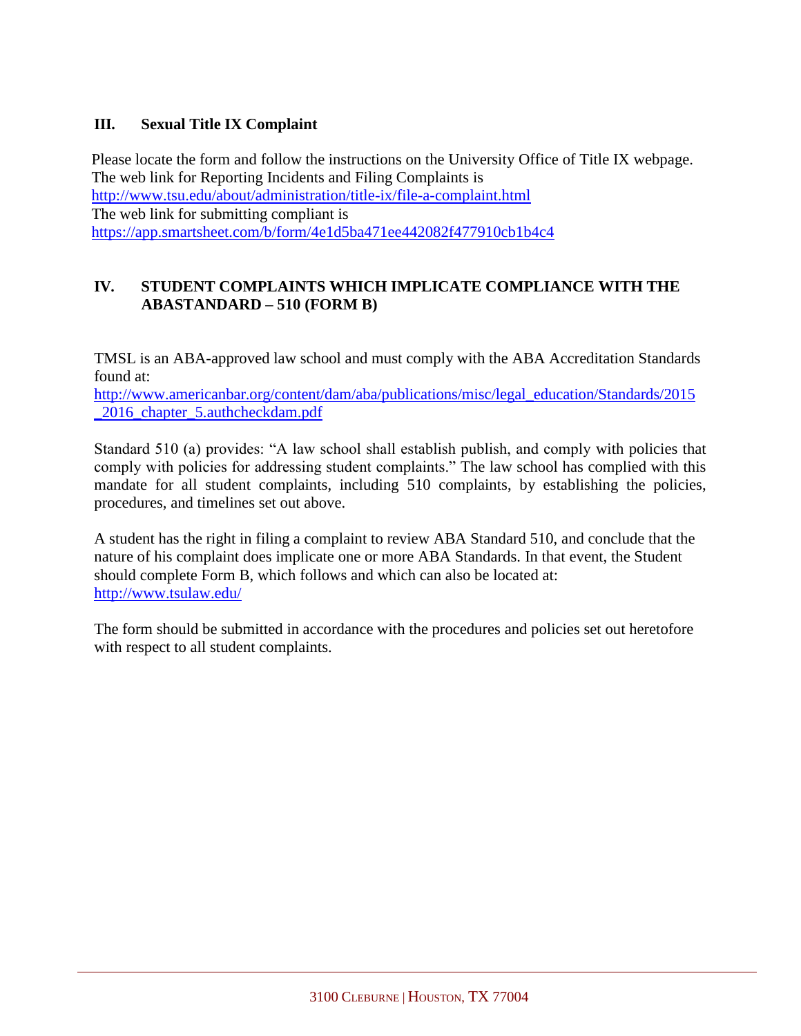## III. Sexual Title IX Complaint

Please locate the form and follow the instructions on the University Office of Title IX webpage. The web link for Reporting Incidents and Filing Complaints is
http://www.tsu.edu/about/administration/title-ix/file-a-complaint.html
The web link for submitting compliant is
https://app.smartsheet.com/b/form/4e1d5ba471ee442082f477910cb1b4c4

## IV. STUDENT COMPLAINTS WHICH IMPLICATE COMPLIANCE WITH THE ABASTANDARD – 510 (FORM B)

TMSL is an ABA-approved law school and must comply with the ABA Accreditation Standards found at:
http://www.americanbar.org/content/dam/aba/publications/misc/legal_education/Standards/2015_2016_chapter_5.authcheckdam.pdf

Standard 510 (a) provides: "A law school shall establish publish, and comply with policies that comply with policies for addressing student complaints." The law school has complied with this mandate for all student complaints, including 510 complaints, by establishing the policies, procedures, and timelines set out above.

A student has the right in filing a complaint to review ABA Standard 510, and conclude that the nature of his complaint does implicate one or more ABA Standards. In that event, the Student should complete Form B, which follows and which can also be located at:
http://www.tsulaw.edu/

The form should be submitted in accordance with the procedures and policies set out heretofore with respect to all student complaints.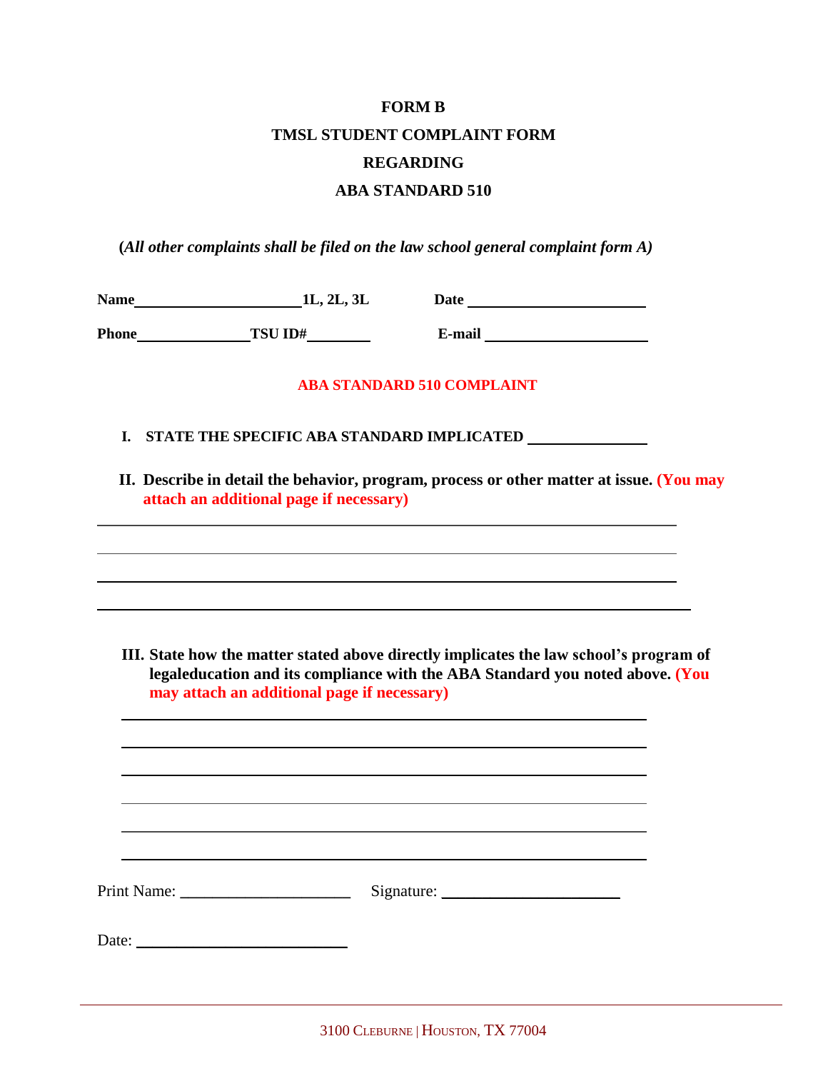**FORM B**

**TMSL STUDENT COMPLAINT FORM**

**REGARDING**

**ABA STANDARD 510**

(***All other complaints shall be filed on the law school general complaint form A)***

**Name**\_\_\_\_\_\_\_\_\_\_\_\_\_\_\_\_\_\_\_\_\_\_\_\_**1L, 2L, 3L**   **Date** \_\_\_\_\_\_\_\_\_\_\_\_\_\_\_\_\_\_\_\_\_\_\_\_

**Phone**\_\_\_\_\_\_\_\_\_\_\_\_\_\_\_\_**TSU ID#**\_\_\_\_\_\_\_\_\_   **E-mail** \_\_\_\_\_\_\_\_\_\_\_\_\_\_\_\_\_\_\_\_\_\_\_\_

**ABA STANDARD 510 COMPLAINT**

**I. STATE THE SPECIFIC ABA STANDARD IMPLICATED** \_\_\_\_\_\_\_\_\_\_\_\_\_\_\_\_

**II. Describe in detail the behavior, program, process or other matter at issue. (You may attach an additional page if necessary)**

\_\_\_\_\_\_\_\_\_\_\_\_\_\_\_\_\_\_\_\_\_\_\_\_\_\_\_\_\_\_\_\_\_\_\_\_\_\_\_\_\_\_\_\_\_\_\_\_\_\_\_\_\_\_\_\_\_\_\_\_\_\_\_\_\_\_\_\_\_\_\_\_\_\_\_\_

\_\_\_\_\_\_\_\_\_\_\_\_\_\_\_\_\_\_\_\_\_\_\_\_\_\_\_\_\_\_\_\_\_\_\_\_\_\_\_\_\_\_\_\_\_\_\_\_\_\_\_\_\_\_\_\_\_\_\_\_\_\_\_\_\_\_\_\_\_\_\_\_\_\_\_\_

\_\_\_\_\_\_\_\_\_\_\_\_\_\_\_\_\_\_\_\_\_\_\_\_\_\_\_\_\_\_\_\_\_\_\_\_\_\_\_\_\_\_\_\_\_\_\_\_\_\_\_\_\_\_\_\_\_\_\_\_\_\_\_\_\_\_\_\_\_\_\_\_\_\_\_\_

\_\_\_\_\_\_\_\_\_\_\_\_\_\_\_\_\_\_\_\_\_\_\_\_\_\_\_\_\_\_\_\_\_\_\_\_\_\_\_\_\_\_\_\_\_\_\_\_\_\_\_\_\_\_\_\_\_\_\_\_\_\_\_\_\_\_\_\_\_\_\_\_\_\_\_\_

**III. State how the matter stated above directly implicates the law school's program of legaleducation and its compliance with the ABA Standard you noted above. (You may attach an additional page if necessary)**

\_\_\_\_\_\_\_\_\_\_\_\_\_\_\_\_\_\_\_\_\_\_\_\_\_\_\_\_\_\_\_\_\_\_\_\_\_\_\_\_\_\_\_\_\_\_\_\_\_\_\_\_\_\_\_\_\_\_\_\_\_\_\_\_\_\_\_\_\_\_\_\_\_\_

\_\_\_\_\_\_\_\_\_\_\_\_\_\_\_\_\_\_\_\_\_\_\_\_\_\_\_\_\_\_\_\_\_\_\_\_\_\_\_\_\_\_\_\_\_\_\_\_\_\_\_\_\_\_\_\_\_\_\_\_\_\_\_\_\_\_\_\_\_\_\_\_\_\_

\_\_\_\_\_\_\_\_\_\_\_\_\_\_\_\_\_\_\_\_\_\_\_\_\_\_\_\_\_\_\_\_\_\_\_\_\_\_\_\_\_\_\_\_\_\_\_\_\_\_\_\_\_\_\_\_\_\_\_\_\_\_\_\_\_\_\_\_\_\_\_\_\_\_

\_\_\_\_\_\_\_\_\_\_\_\_\_\_\_\_\_\_\_\_\_\_\_\_\_\_\_\_\_\_\_\_\_\_\_\_\_\_\_\_\_\_\_\_\_\_\_\_\_\_\_\_\_\_\_\_\_\_\_\_\_\_\_\_\_\_\_\_\_\_\_\_\_\_

\_\_\_\_\_\_\_\_\_\_\_\_\_\_\_\_\_\_\_\_\_\_\_\_\_\_\_\_\_\_\_\_\_\_\_\_\_\_\_\_\_\_\_\_\_\_\_\_\_\_\_\_\_\_\_\_\_\_\_\_\_\_\_\_\_\_\_\_\_\_\_\_\_\_

\_\_\_\_\_\_\_\_\_\_\_\_\_\_\_\_\_\_\_\_\_\_\_\_\_\_\_\_\_\_\_\_\_\_\_\_\_\_\_\_\_\_\_\_\_\_\_\_\_\_\_\_\_\_\_\_\_\_\_\_\_\_\_\_\_\_\_\_\_\_\_\_\_\_

Print Name: \_\_\_\_\_\_\_\_\_\_\_\_\_\_\_\_\_\_\_\_\_\_   Signature: \_\_\_\_\_\_\_\_\_\_\_\_\_\_\_\_\_\_\_\_\_\_\_

Date: \_\_\_\_\_\_\_\_\_\_\_\_\_\_\_\_\_\_\_\_\_\_\_\_\_\_\_

3100 CLEBURNE | HOUSTON, TX 77004